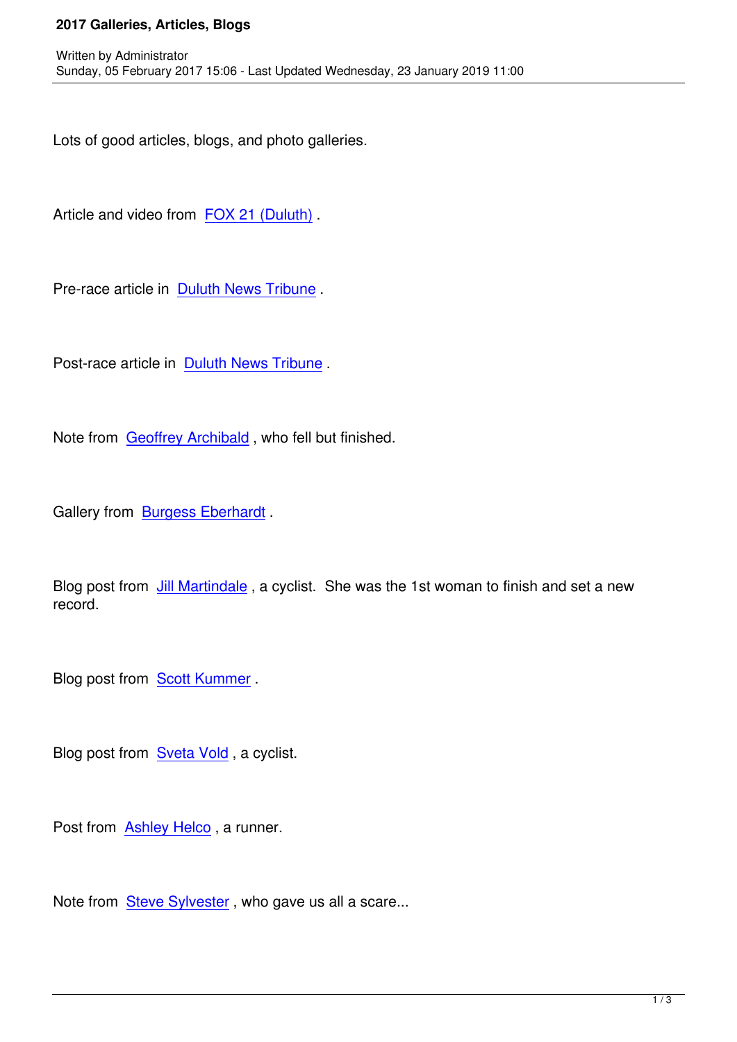# 2017 Galleries, Articles, Blogs

Written by Administrator
Sunday, 05 February 2017 15:06 - Last Updated Wednesday, 23 January 2019 11:00

Lots of good articles, blogs, and photo galleries.

Article and video from FOX 21 (Duluth) .

Pre-race article in Duluth News Tribune .

Post-race article in Duluth News Tribune .

Note from Geoffrey Archibald , who fell but finished.

Gallery from Burgess Eberhardt .

Blog post from Jill Martindale , a cyclist. She was the 1st woman to finish and set a new record.

Blog post from Scott Kummer .

Blog post from Sveta Vold , a cyclist.

Post from Ashley Helco , a runner.

Note from Steve Sylvester , who gave us all a scare...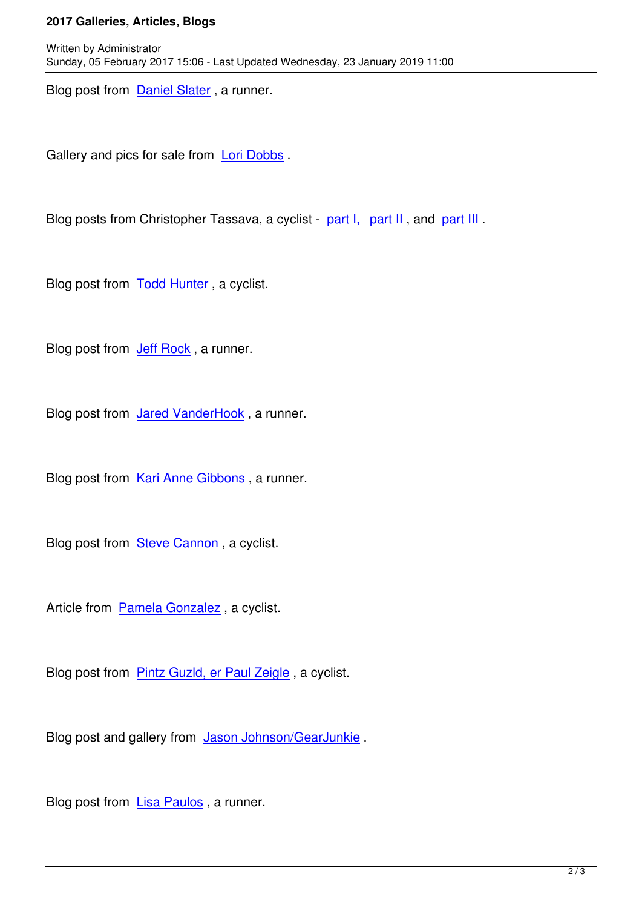Blog post from Daniel Slater , a runner.

Gallery and pics for sale from Lori Dobbs .

Blog posts from Christopher Tassava, a cyclist - part I, part II , and part III .

Blog post from Todd Hunter , a cyclist.

Blog post from Jeff Rock , a runner.

Blog post from Jared VanderHook , a runner.

Blog post from Kari Anne Gibbons , a runner.

Blog post from Steve Cannon , a cyclist.

Article from Pamela Gonzalez , a cyclist.

Blog post from Pintz Guzld, er Paul Zeigle , a cyclist.

Blog post and gallery from Jason Johnson/GearJunkie .

Blog post from Lisa Paulos , a runner.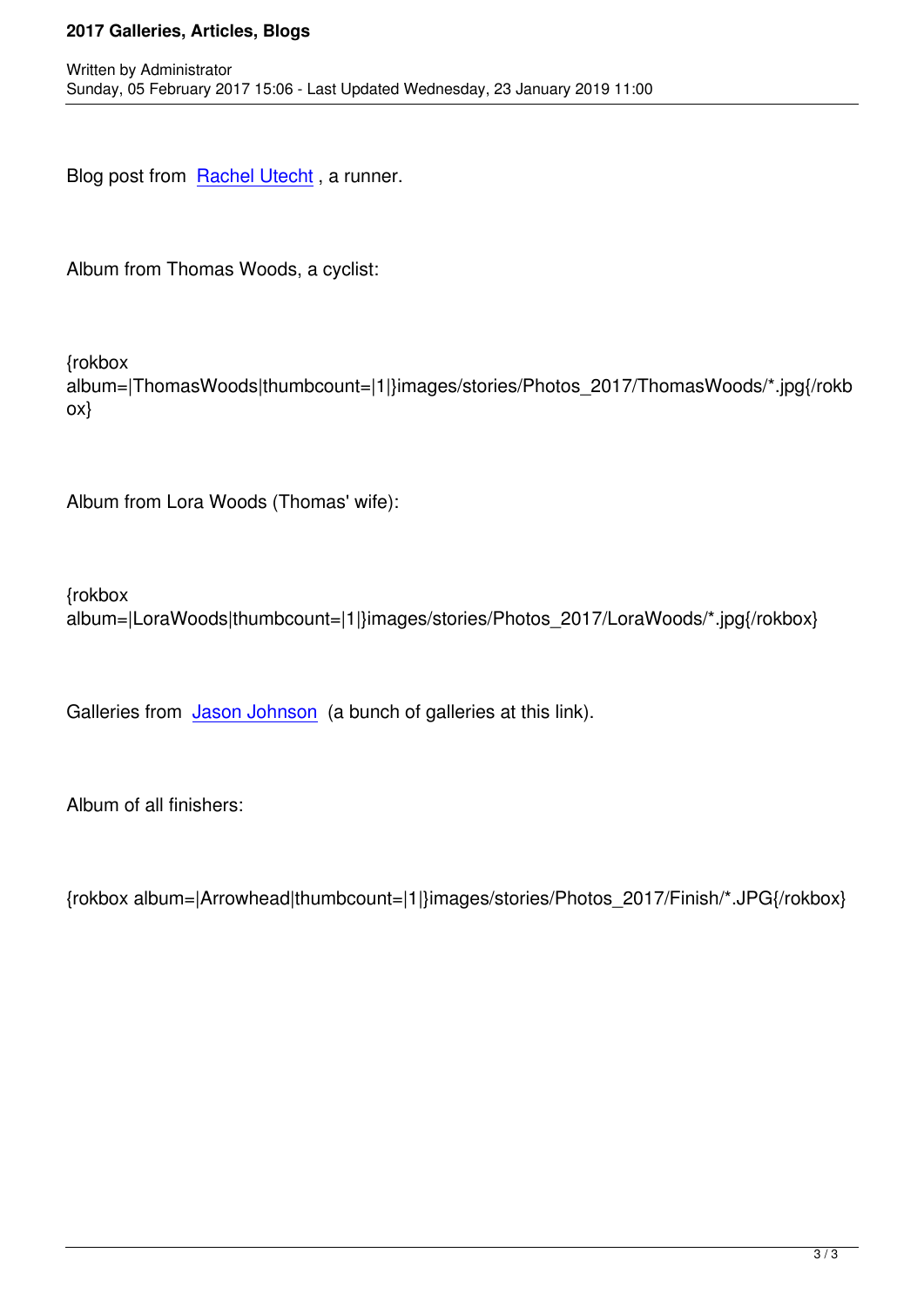Blog post from Rachel Utecht , a runner.

Album from Thomas Woods, a cyclist:

{rokbox album=|ThomasWoods|thumbcount=|1|}images/stories/Photos_2017/ThomasWoods/*.jpg{/rokbox}

Album from Lora Woods (Thomas' wife):

{rokbox album=|LoraWoods|thumbcount=|1|}images/stories/Photos_2017/LoraWoods/*.jpg{/rokbox}

Galleries from Jason Johnson (a bunch of galleries at this link).

Album of all finishers:

{rokbox album=|Arrowhead|thumbcount=|1|}images/stories/Photos_2017/Finish/*.JPG{/rokbox}